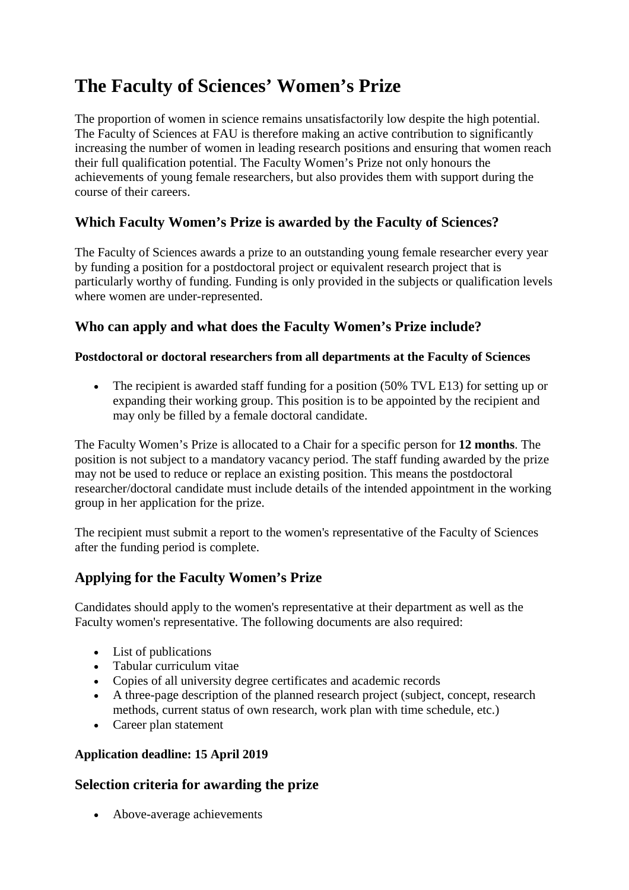# The Faculty of Sciences' Women's Prize

The proportion of women in science remains unsatisfactorily low despite the high potential. The Faculty of Sciences at FAU is therefore making an active contribution to significantly increasing the number of women in leading research positions and ensuring that women reach their full qualification potential. The Faculty Women's Prize not only honours the achievements of young female researchers, but also provides them with support during the course of their careers.

## Which Faculty Women's Prize is awarded by the Faculty of Sciences?

The Faculty of Sciences awards a prize to an outstanding young female researcher every year by funding a position for a postdoctoral project or equivalent research project that is particularly worthy of funding. Funding is only provided in the subjects or qualification levels where women are under-represented.

## Who can apply and what does the Faculty Women's Prize include?

**Postdoctoral or doctoral researchers from all departments at the Faculty of Sciences**

- The recipient is awarded staff funding for a position (50% TVL E13) for setting up or expanding their working group. This position is to be appointed by the recipient and may only be filled by a female doctoral candidate.

The Faculty Women's Prize is allocated to a Chair for a specific person for **12 months**. The position is not subject to a mandatory vacancy period. The staff funding awarded by the prize may not be used to reduce or replace an existing position. This means the postdoctoral researcher/doctoral candidate must include details of the intended appointment in the working group in her application for the prize.

The recipient must submit a report to the women's representative of the Faculty of Sciences after the funding period is complete.

## Applying for the Faculty Women's Prize

Candidates should apply to the women's representative at their department as well as the Faculty women's representative. The following documents are also required:

- List of publications
- Tabular curriculum vitae
- Copies of all university degree certificates and academic records
- A three-page description of the planned research project (subject, concept, research methods, current status of own research, work plan with time schedule, etc.)
- Career plan statement

**Application deadline: 15 April 2019**

## Selection criteria for awarding the prize

- Above-average achievements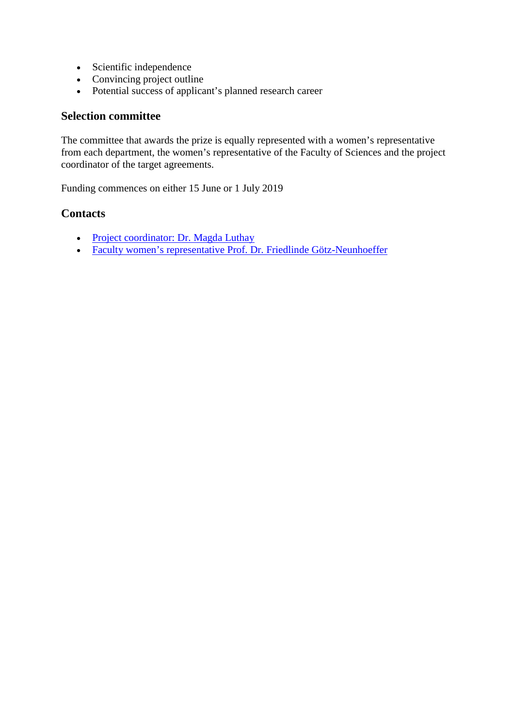- Scientific independence
- Convincing project outline
- Potential success of applicant's planned research career

## Selection committee

The committee that awards the prize is equally represented with a women's representative from each department, the women's representative of the Faculty of Sciences and the project coordinator of the target agreements.

Funding commences on either 15 June or 1 July 2019

## Contacts

- Project coordinator: Dr. Magda Luthay
- Faculty women's representative Prof. Dr. Friedlinde Götz-Neunhoeffer